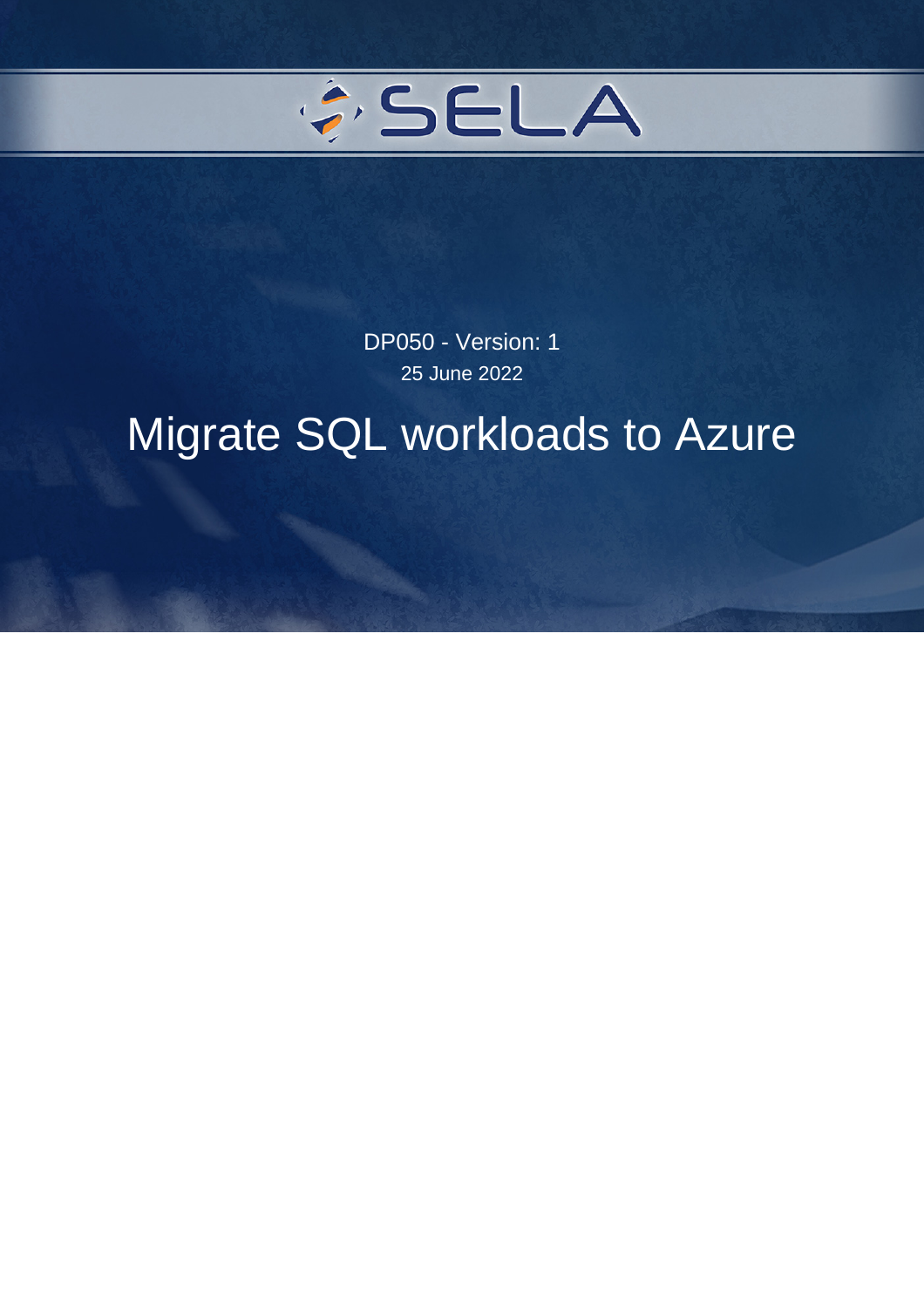SELA

DP050 - Version: 1

25 June 2022

# Migrate SQL workloads to Azure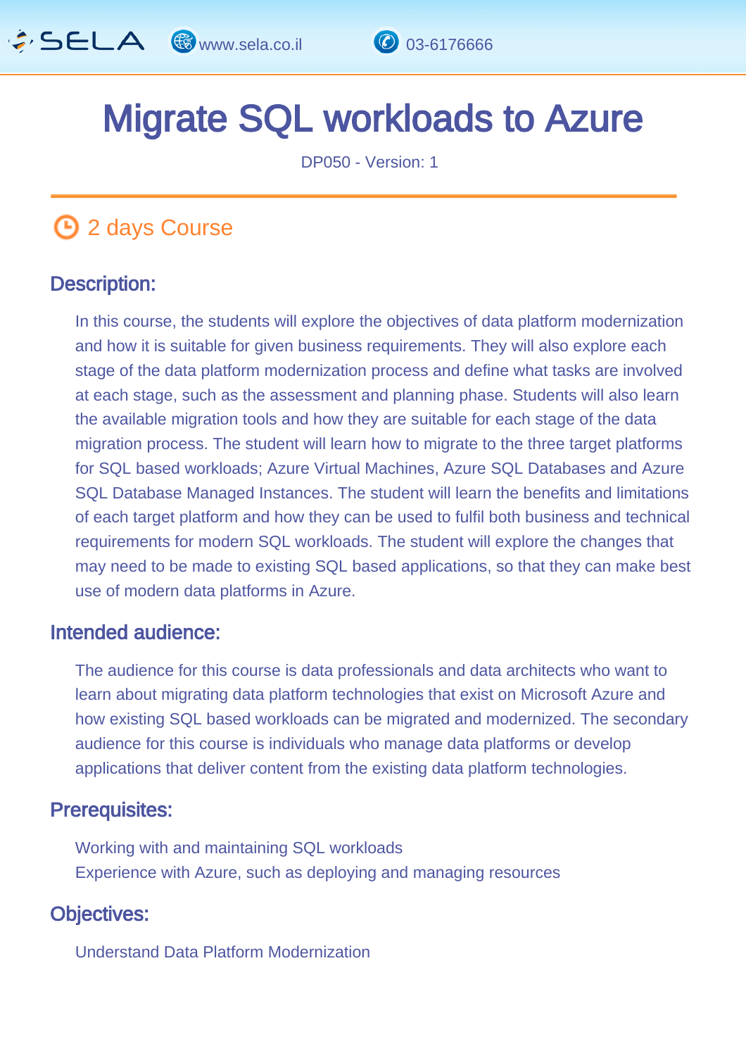# Migrate SQL workloads to Azure

DP050 - Version: 1

## 2 days Course

### Description:

In this course, the students will explore the objectives of data platform modernization and how it is suitable for given business requirements. They will also explore each stage of the data platform modernization process and define what tasks are involved at each stage, such as the assessment and planning phase. Students will also learn the available migration tools and how they are suitable for each stage of the data migration process. The student will learn how to migrate to the three target platforms for SQL based workloads; Azure Virtual Machines, Azure SQL Databases and Azure SQL Database Managed Instances. The student will learn the benefits and limitations of each target platform and how they can be used to fulfil both business and technical requirements for modern SQL workloads. The student will explore the changes that may need to be made to existing SQL based applications, so that they can make best use of modern data platforms in Azure.

### Intended audience:

The audience for this course is data professionals and data architects who want to learn about migrating data platform technologies that exist on Microsoft Azure and how existing SQL based workloads can be migrated and modernized. The secondary audience for this course is individuals who manage data platforms or develop applications that deliver content from the existing data platform technologies.

### Prerequisites:

Working with and maintaining SQL workloads
Experience with Azure, such as deploying and managing resources

### Objectives:

Understand Data Platform Modernization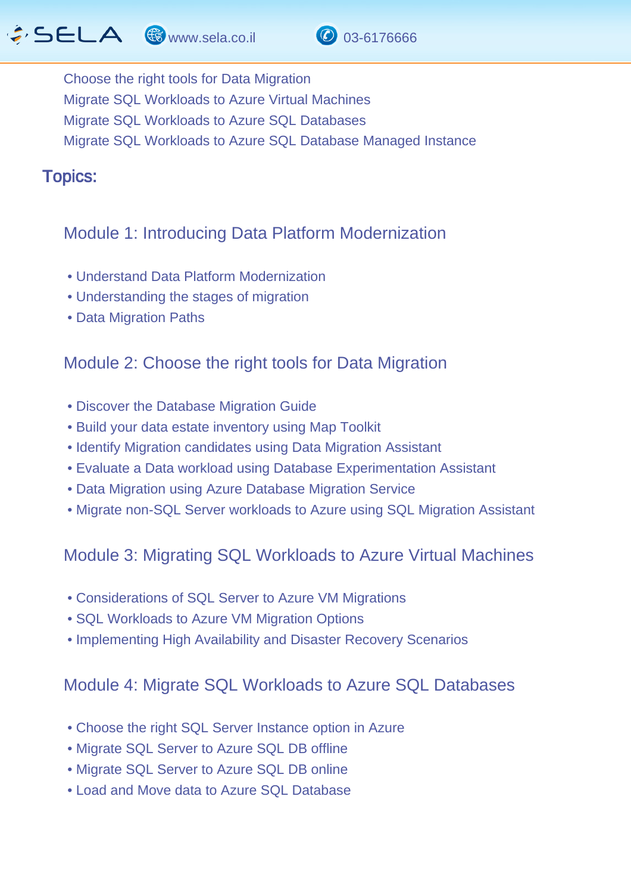- Choose the right tools for Data Migration
- Migrate SQL Workloads to Azure Virtual Machines
- Migrate SQL Workloads to Azure SQL Databases
- Migrate SQL Workloads to Azure SQL Database Managed Instance

## Topics:

### Module 1: Introducing Data Platform Modernization

- Understand Data Platform Modernization
- Understanding the stages of migration
- Data Migration Paths

### Module 2: Choose the right tools for Data Migration

- Discover the Database Migration Guide
- Build your data estate inventory using Map Toolkit
- Identify Migration candidates using Data Migration Assistant
- Evaluate a Data workload using Database Experimentation Assistant
- Data Migration using Azure Database Migration Service
- Migrate non-SQL Server workloads to Azure using SQL Migration Assistant

### Module 3: Migrating SQL Workloads to Azure Virtual Machines

- Considerations of SQL Server to Azure VM Migrations
- SQL Workloads to Azure VM Migration Options
- Implementing High Availability and Disaster Recovery Scenarios

### Module 4: Migrate SQL Workloads to Azure SQL Databases

- Choose the right SQL Server Instance option in Azure
- Migrate SQL Server to Azure SQL DB offline
- Migrate SQL Server to Azure SQL DB online
- Load and Move data to Azure SQL Database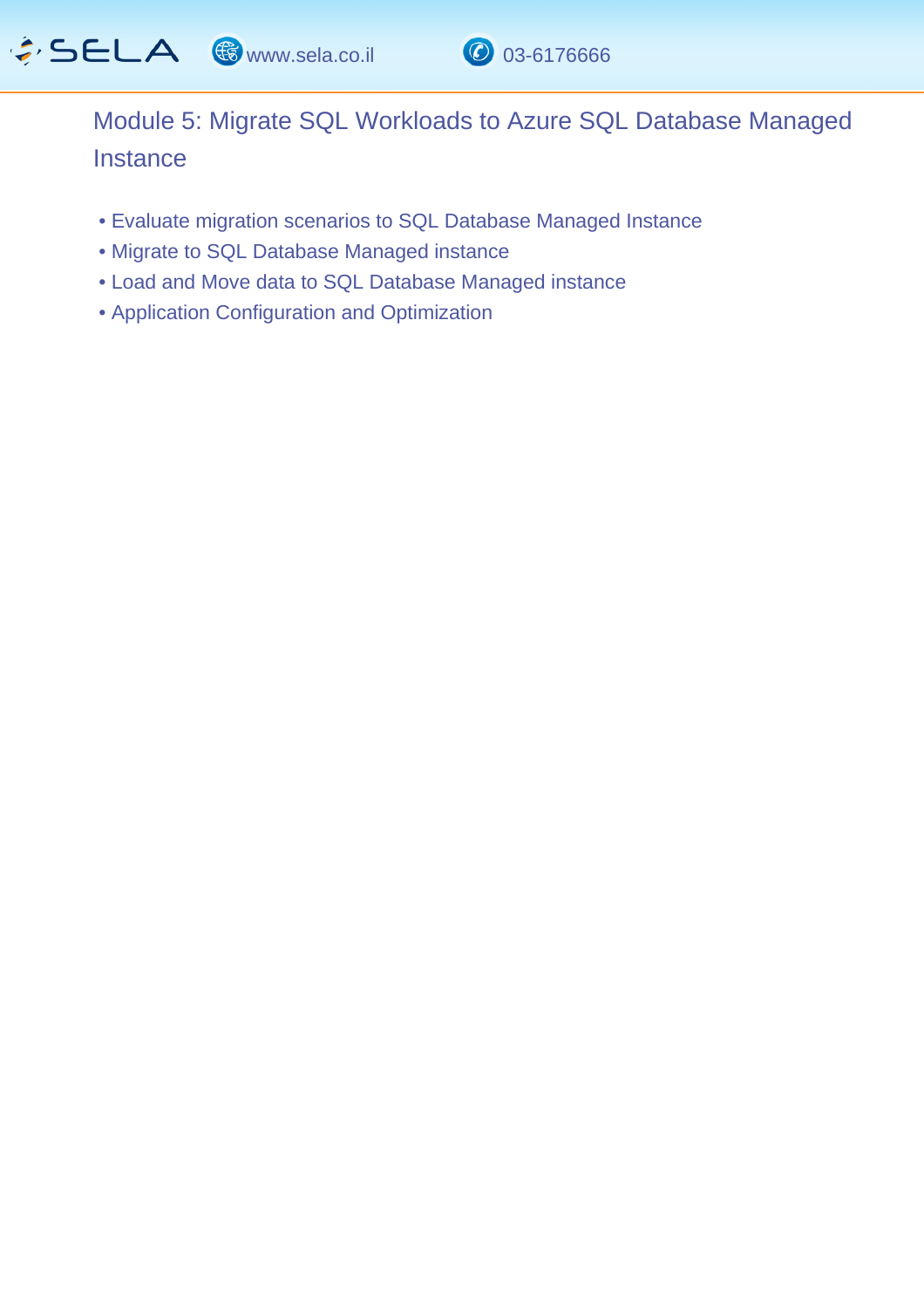## Module 5: Migrate SQL Workloads to Azure SQL Database Managed Instance

- Evaluate migration scenarios to SQL Database Managed Instance
- Migrate to SQL Database Managed instance
- Load and Move data to SQL Database Managed instance
- Application Configuration and Optimization